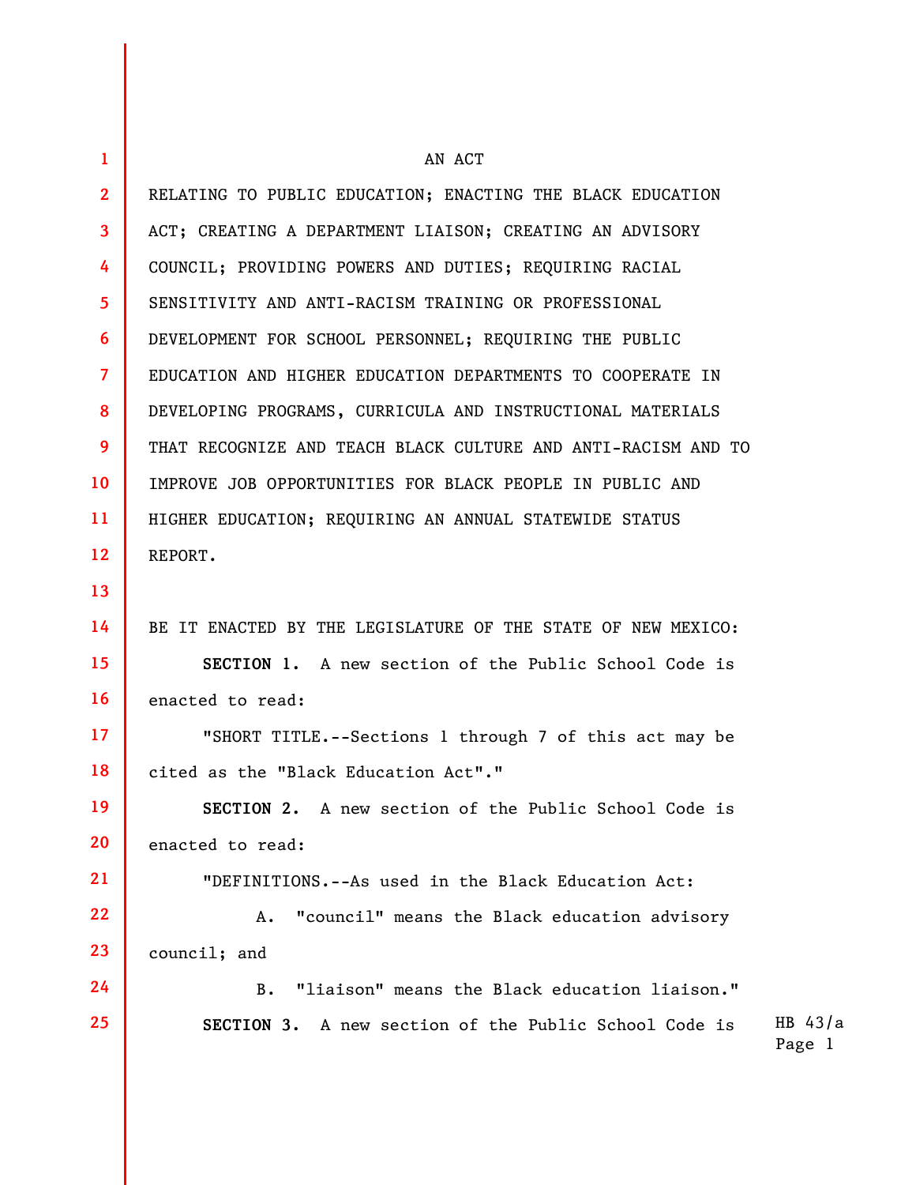AN ACT

RELATING TO PUBLIC EDUCATION; ENACTING THE BLACK EDUCATION ACT; CREATING A DEPARTMENT LIAISON; CREATING AN ADVISORY COUNCIL; PROVIDING POWERS AND DUTIES; REQUIRING RACIAL SENSITIVITY AND ANTI-RACISM TRAINING OR PROFESSIONAL DEVELOPMENT FOR SCHOOL PERSONNEL; REQUIRING THE PUBLIC EDUCATION AND HIGHER EDUCATION DEPARTMENTS TO COOPERATE IN DEVELOPING PROGRAMS, CURRICULA AND INSTRUCTIONAL MATERIALS THAT RECOGNIZE AND TEACH BLACK CULTURE AND ANTI-RACISM AND TO IMPROVE JOB OPPORTUNITIES FOR BLACK PEOPLE IN PUBLIC AND HIGHER EDUCATION; REQUIRING AN ANNUAL STATEWIDE STATUS REPORT.

BE IT ENACTED BY THE LEGISLATURE OF THE STATE OF NEW MEXICO:

**SECTION 1.** A new section of the Public School Code is enacted to read:

"SHORT TITLE.--Sections 1 through 7 of this act may be cited as the "Black Education Act"."

**SECTION 2.** A new section of the Public School Code is enacted to read:

"DEFINITIONS.--As used in the Black Education Act:

A. "council" means the Black education advisory council; and

B. "liaison" means the Black education liaison."

**SECTION 3.** A new section of the Public School Code is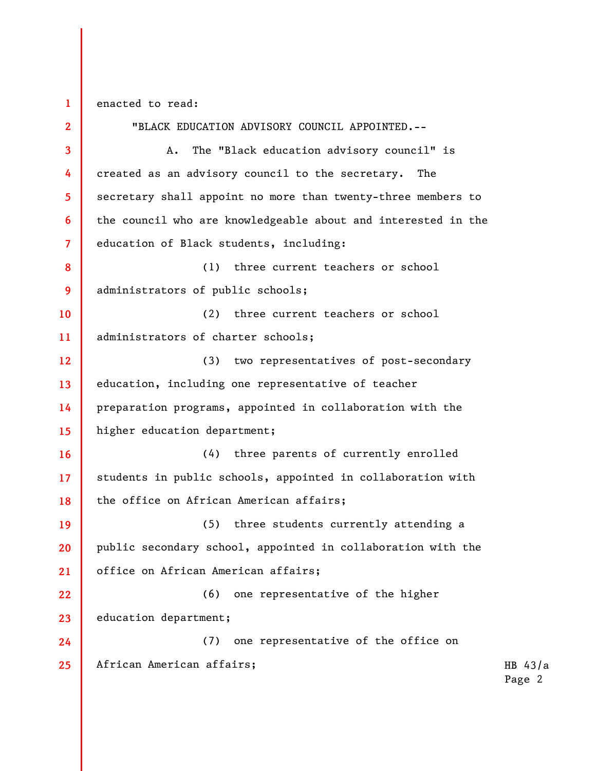enacted to read:

"BLACK EDUCATION ADVISORY COUNCIL APPOINTED.--

A. The "Black education advisory council" is created as an advisory council to the secretary. The secretary shall appoint no more than twenty-three members to the council who are knowledgeable about and interested in the education of Black students, including:

(1) three current teachers or school administrators of public schools;

(2) three current teachers or school administrators of charter schools;

(3) two representatives of post-secondary education, including one representative of teacher preparation programs, appointed in collaboration with the higher education department;

(4) three parents of currently enrolled students in public schools, appointed in collaboration with the office on African American affairs;

(5) three students currently attending a public secondary school, appointed in collaboration with the office on African American affairs;

(6) one representative of the higher education department;

(7) one representative of the office on African American affairs;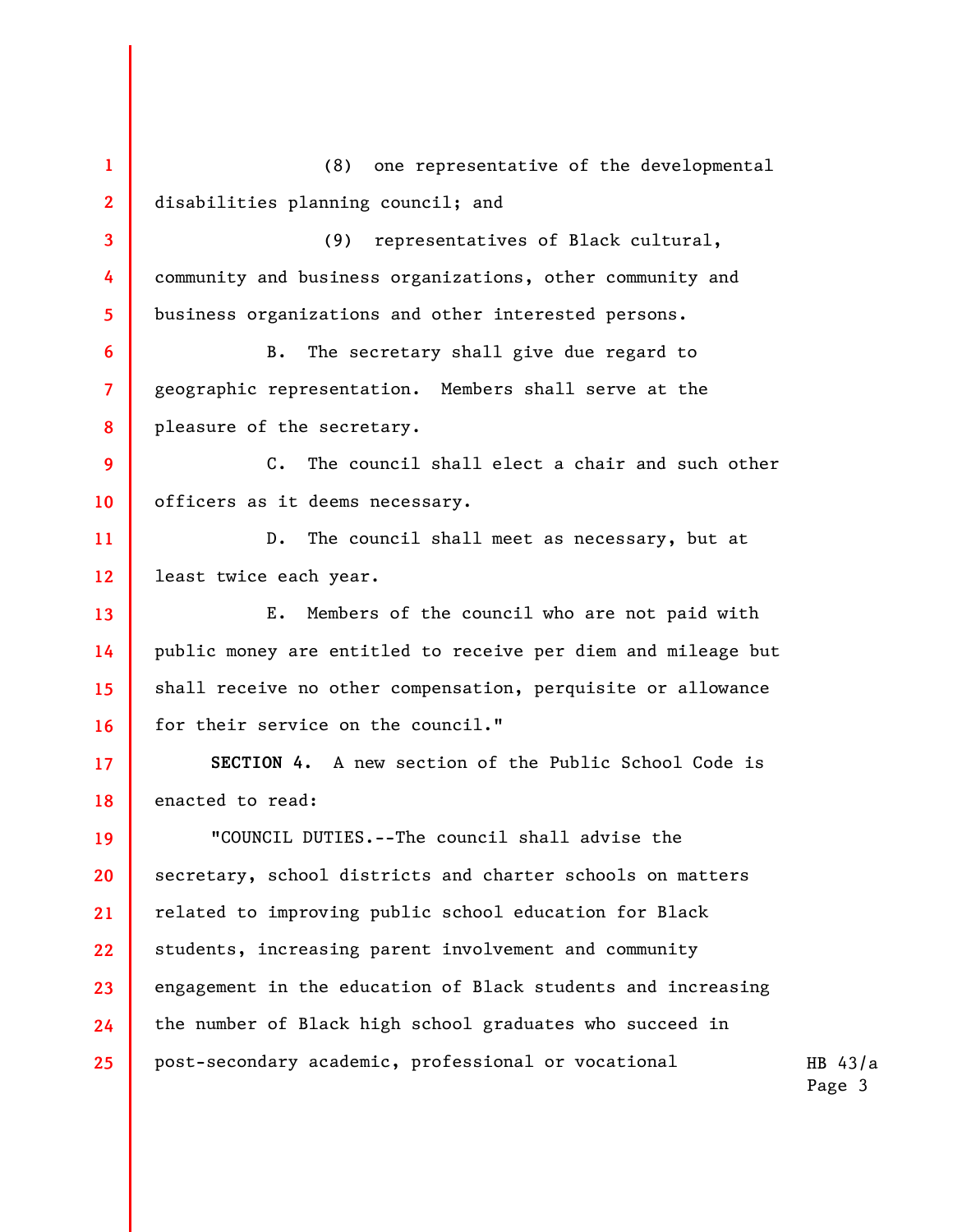(8) one representative of the developmental disabilities planning council; and

(9) representatives of Black cultural, community and business organizations, other community and business organizations and other interested persons.

B. The secretary shall give due regard to geographic representation. Members shall serve at the pleasure of the secretary.

C. The council shall elect a chair and such other officers as it deems necessary.

D. The council shall meet as necessary, but at least twice each year.

E. Members of the council who are not paid with public money are entitled to receive per diem and mileage but shall receive no other compensation, perquisite or allowance for their service on the council."

**SECTION 4.** A new section of the Public School Code is enacted to read:

"COUNCIL DUTIES.--The council shall advise the secretary, school districts and charter schools on matters related to improving public school education for Black students, increasing parent involvement and community engagement in the education of Black students and increasing the number of Black high school graduates who succeed in post-secondary academic, professional or vocational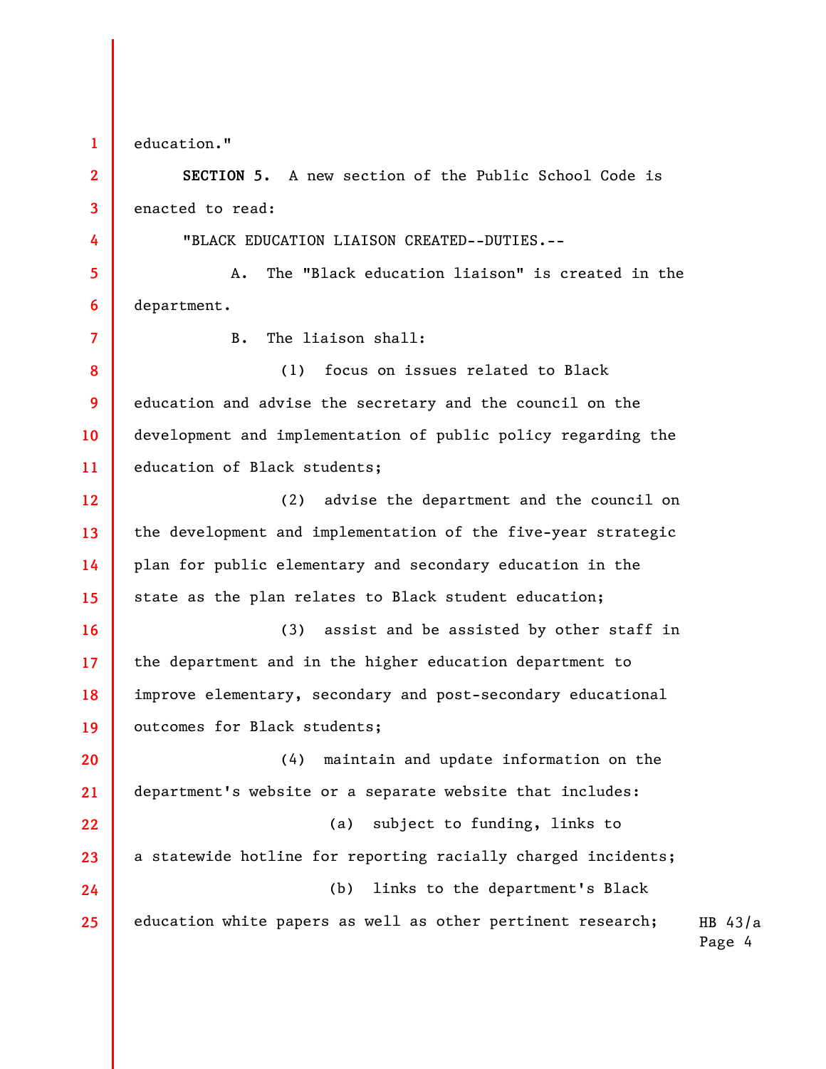education."

**SECTION 5.** A new section of the Public School Code is enacted to read:

"BLACK EDUCATION LIAISON CREATED--DUTIES.--

A. The "Black education liaison" is created in the department.

B. The liaison shall:

(1) focus on issues related to Black education and advise the secretary and the council on the development and implementation of public policy regarding the education of Black students;

(2) advise the department and the council on the development and implementation of the five-year strategic plan for public elementary and secondary education in the state as the plan relates to Black student education;

(3) assist and be assisted by other staff in the department and in the higher education department to improve elementary, secondary and post-secondary educational outcomes for Black students;

(4) maintain and update information on the department's website or a separate website that includes:

(a) subject to funding, links to a statewide hotline for reporting racially charged incidents;

(b) links to the department's Black education white papers as well as other pertinent research;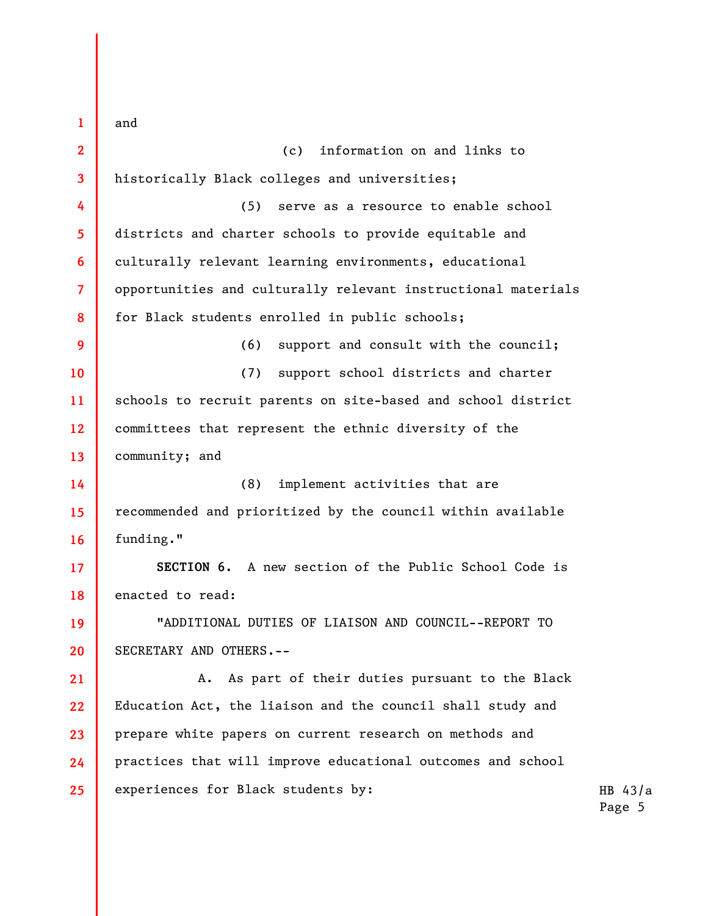and

(c) information on and links to historically Black colleges and universities;

(5) serve as a resource to enable school districts and charter schools to provide equitable and culturally relevant learning environments, educational opportunities and culturally relevant instructional materials for Black students enrolled in public schools;

(6) support and consult with the council;

(7) support school districts and charter schools to recruit parents on site-based and school district committees that represent the ethnic diversity of the community; and

(8) implement activities that are recommended and prioritized by the council within available funding."

**SECTION 6.** A new section of the Public School Code is enacted to read:

"ADDITIONAL DUTIES OF LIAISON AND COUNCIL--REPORT TO SECRETARY AND OTHERS.--

A. As part of their duties pursuant to the Black Education Act, the liaison and the council shall study and prepare white papers on current research on methods and practices that will improve educational outcomes and school experiences for Black students by: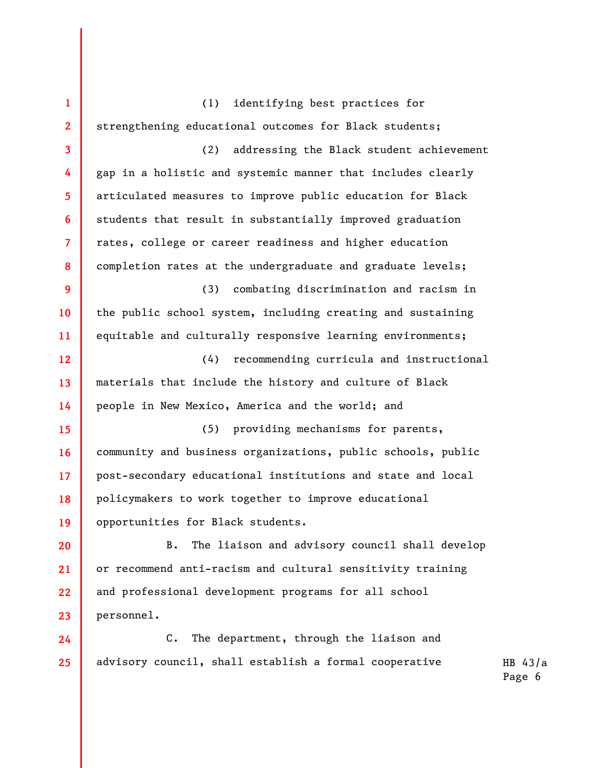(1) identifying best practices for strengthening educational outcomes for Black students;

(2) addressing the Black student achievement gap in a holistic and systemic manner that includes clearly articulated measures to improve public education for Black students that result in substantially improved graduation rates, college or career readiness and higher education completion rates at the undergraduate and graduate levels;

(3) combating discrimination and racism in the public school system, including creating and sustaining equitable and culturally responsive learning environments;

(4) recommending curricula and instructional materials that include the history and culture of Black people in New Mexico, America and the world; and

(5) providing mechanisms for parents, community and business organizations, public schools, public post-secondary educational institutions and state and local policymakers to work together to improve educational opportunities for Black students.

B. The liaison and advisory council shall develop or recommend anti-racism and cultural sensitivity training and professional development programs for all school personnel.

C. The department, through the liaison and advisory council, shall establish a formal cooperative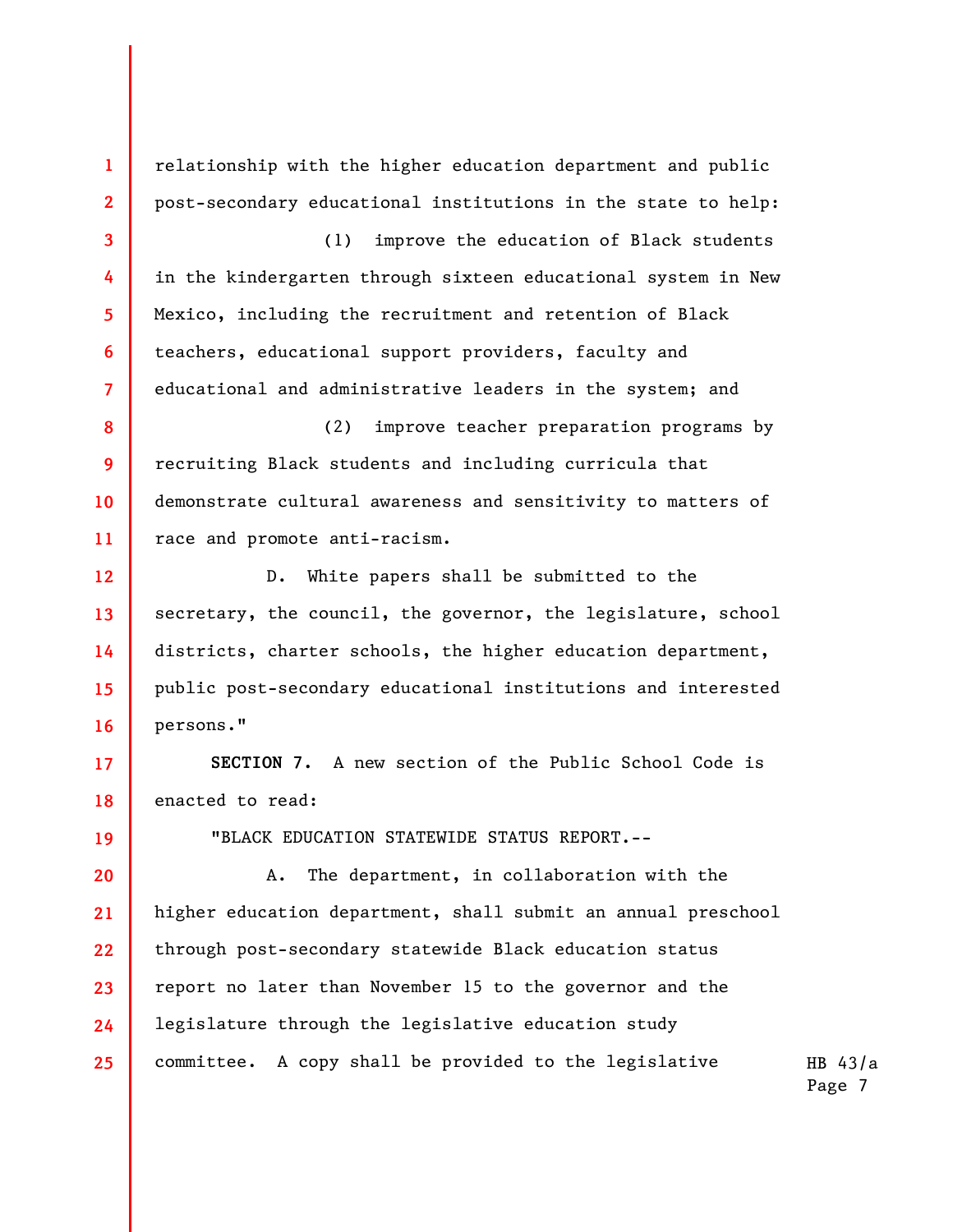relationship with the higher education department and public post-secondary educational institutions in the state to help:

(1) improve the education of Black students in the kindergarten through sixteen educational system in New Mexico, including the recruitment and retention of Black teachers, educational support providers, faculty and educational and administrative leaders in the system; and

(2) improve teacher preparation programs by recruiting Black students and including curricula that demonstrate cultural awareness and sensitivity to matters of race and promote anti-racism.

D. White papers shall be submitted to the secretary, the council, the governor, the legislature, school districts, charter schools, the higher education department, public post-secondary educational institutions and interested persons."

**SECTION 7.** A new section of the Public School Code is enacted to read:

"BLACK EDUCATION STATEWIDE STATUS REPORT.--

A. The department, in collaboration with the higher education department, shall submit an annual preschool through post-secondary statewide Black education status report no later than November 15 to the governor and the legislature through the legislative education study committee. A copy shall be provided to the legislative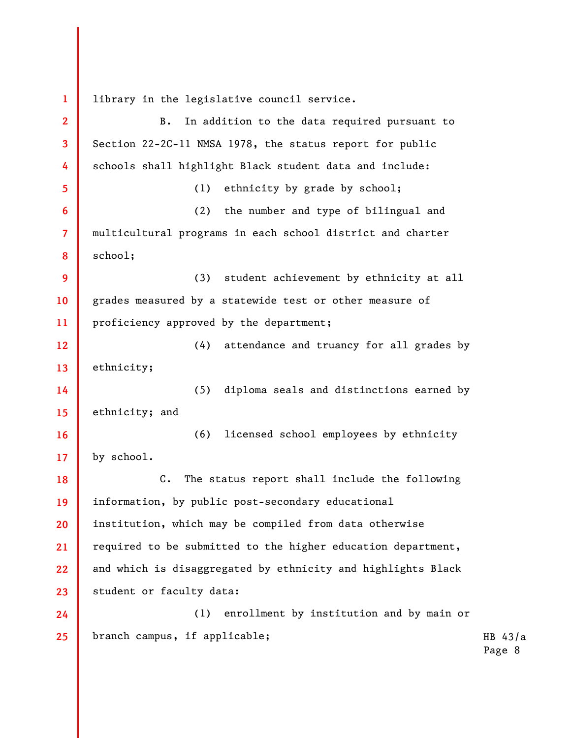library in the legislative council service.

B. In addition to the data required pursuant to Section 22-2C-11 NMSA 1978, the status report for public schools shall highlight Black student data and include:

(1) ethnicity by grade by school;

(2) the number and type of bilingual and multicultural programs in each school district and charter school;

(3) student achievement by ethnicity at all grades measured by a statewide test or other measure of proficiency approved by the department;

(4) attendance and truancy for all grades by ethnicity;

(5) diploma seals and distinctions earned by ethnicity; and

(6) licensed school employees by ethnicity by school.

C. The status report shall include the following information, by public post-secondary educational institution, which may be compiled from data otherwise required to be submitted to the higher education department, and which is disaggregated by ethnicity and highlights Black student or faculty data:

(1) enrollment by institution and by main or branch campus, if applicable;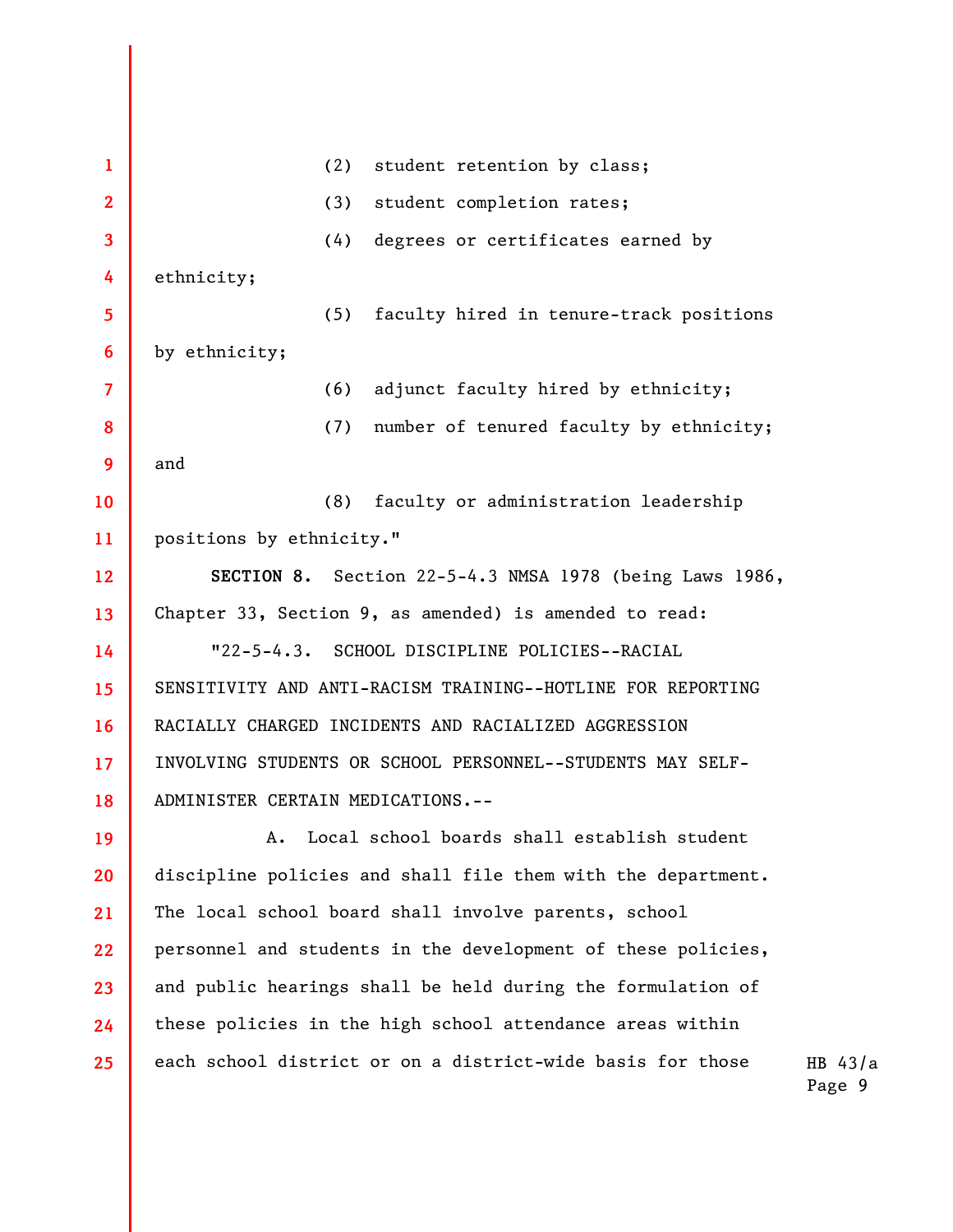(2) student retention by class;

(3) student completion rates;

(4) degrees or certificates earned by ethnicity;

(5) faculty hired in tenure-track positions by ethnicity;

(6) adjunct faculty hired by ethnicity;

(7) number of tenured faculty by ethnicity; and

(8) faculty or administration leadership positions by ethnicity."

**SECTION 8.** Section 22-5-4.3 NMSA 1978 (being Laws 1986, Chapter 33, Section 9, as amended) is amended to read:

"22-5-4.3. SCHOOL DISCIPLINE POLICIES--RACIAL SENSITIVITY AND ANTI-RACISM TRAINING--HOTLINE FOR REPORTING RACIALLY CHARGED INCIDENTS AND RACIALIZED AGGRESSION INVOLVING STUDENTS OR SCHOOL PERSONNEL--STUDENTS MAY SELF-ADMINISTER CERTAIN MEDICATIONS.--

A. Local school boards shall establish student discipline policies and shall file them with the department. The local school board shall involve parents, school personnel and students in the development of these policies, and public hearings shall be held during the formulation of these policies in the high school attendance areas within each school district or on a district-wide basis for those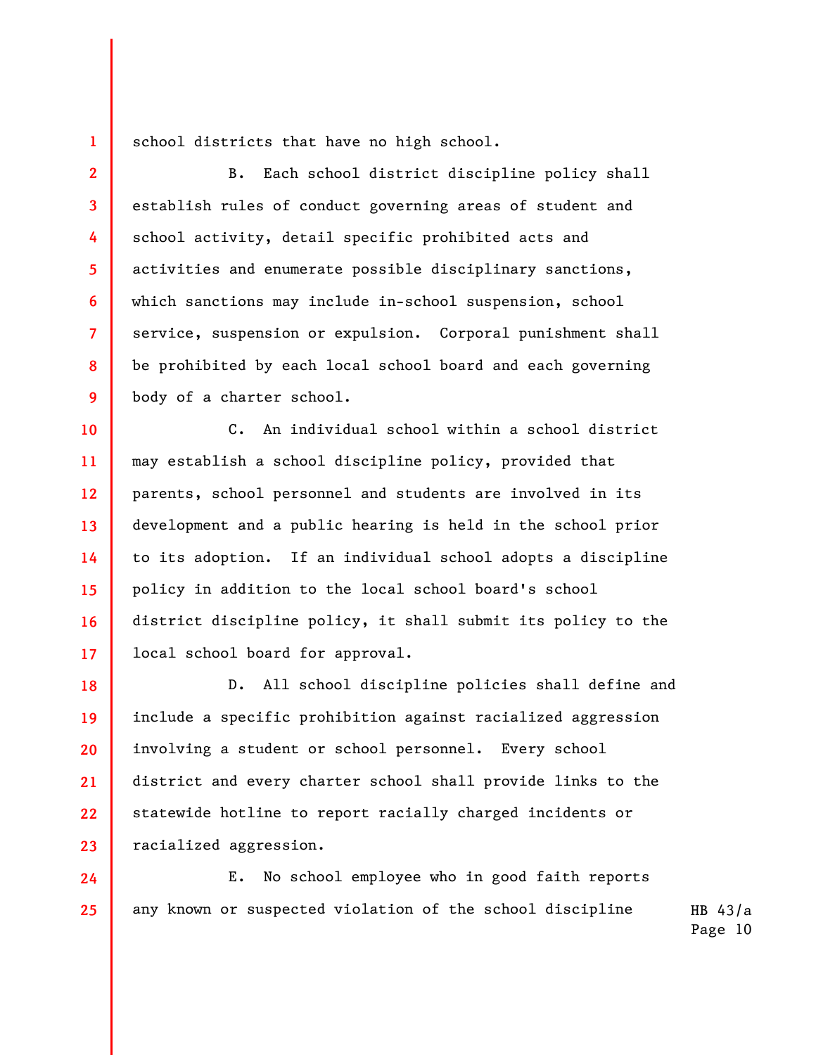school districts that have no high school.

B. Each school district discipline policy shall establish rules of conduct governing areas of student and school activity, detail specific prohibited acts and activities and enumerate possible disciplinary sanctions, which sanctions may include in-school suspension, school service, suspension or expulsion. Corporal punishment shall be prohibited by each local school board and each governing body of a charter school.

C. An individual school within a school district may establish a school discipline policy, provided that parents, school personnel and students are involved in its development and a public hearing is held in the school prior to its adoption. If an individual school adopts a discipline policy in addition to the local school board's school district discipline policy, it shall submit its policy to the local school board for approval.

D. All school discipline policies shall define and include a specific prohibition against racialized aggression involving a student or school personnel. Every school district and every charter school shall provide links to the statewide hotline to report racially charged incidents or racialized aggression.

E. No school employee who in good faith reports any known or suspected violation of the school discipline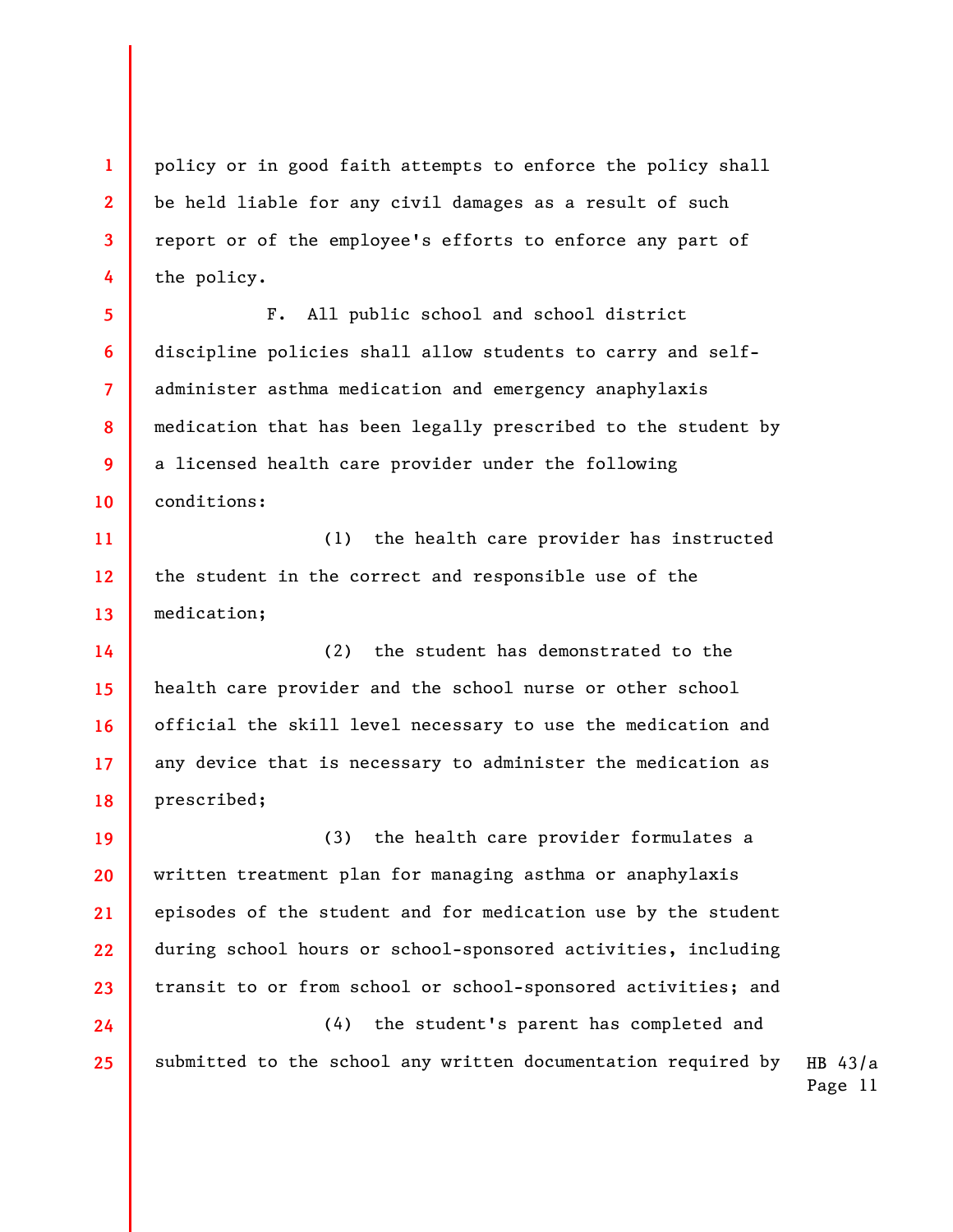policy or in good faith attempts to enforce the policy shall be held liable for any civil damages as a result of such report or of the employee's efforts to enforce any part of the policy.

F. All public school and school district discipline policies shall allow students to carry and self-administer asthma medication and emergency anaphylaxis medication that has been legally prescribed to the student by a licensed health care provider under the following conditions:

(1) the health care provider has instructed the student in the correct and responsible use of the medication;

(2) the student has demonstrated to the health care provider and the school nurse or other school official the skill level necessary to use the medication and any device that is necessary to administer the medication as prescribed;

(3) the health care provider formulates a written treatment plan for managing asthma or anaphylaxis episodes of the student and for medication use by the student during school hours or school-sponsored activities, including transit to or from school or school-sponsored activities; and

(4) the student's parent has completed and submitted to the school any written documentation required by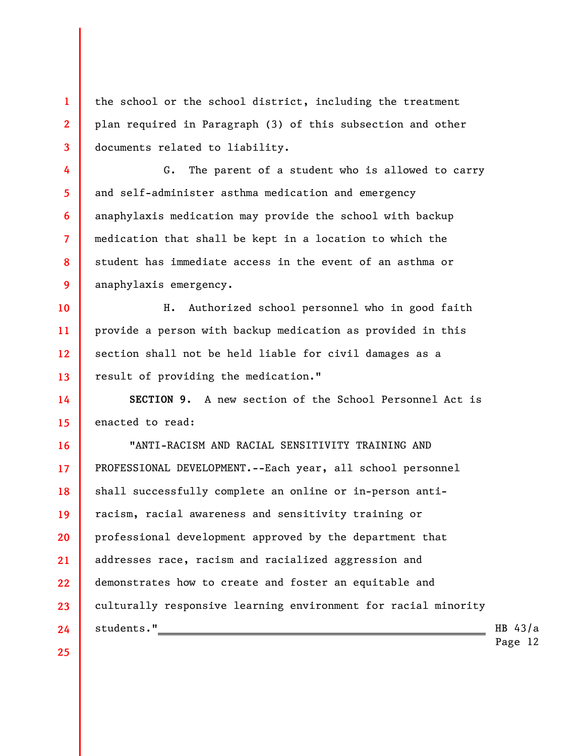the school or the school district, including the treatment plan required in Paragraph (3) of this subsection and other documents related to liability.

G. The parent of a student who is allowed to carry and self-administer asthma medication and emergency anaphylaxis medication may provide the school with backup medication that shall be kept in a location to which the student has immediate access in the event of an asthma or anaphylaxis emergency.

H. Authorized school personnel who in good faith provide a person with backup medication as provided in this section shall not be held liable for civil damages as a result of providing the medication."

**SECTION 9.** A new section of the School Personnel Act is enacted to read:

"ANTI-RACISM AND RACIAL SENSITIVITY TRAINING AND PROFESSIONAL DEVELOPMENT.--Each year, all school personnel shall successfully complete an online or in-person anti-racism, racial awareness and sensitivity training or professional development approved by the department that addresses race, racism and racialized aggression and demonstrates how to create and foster an equitable and culturally responsive learning environment for racial minority students."